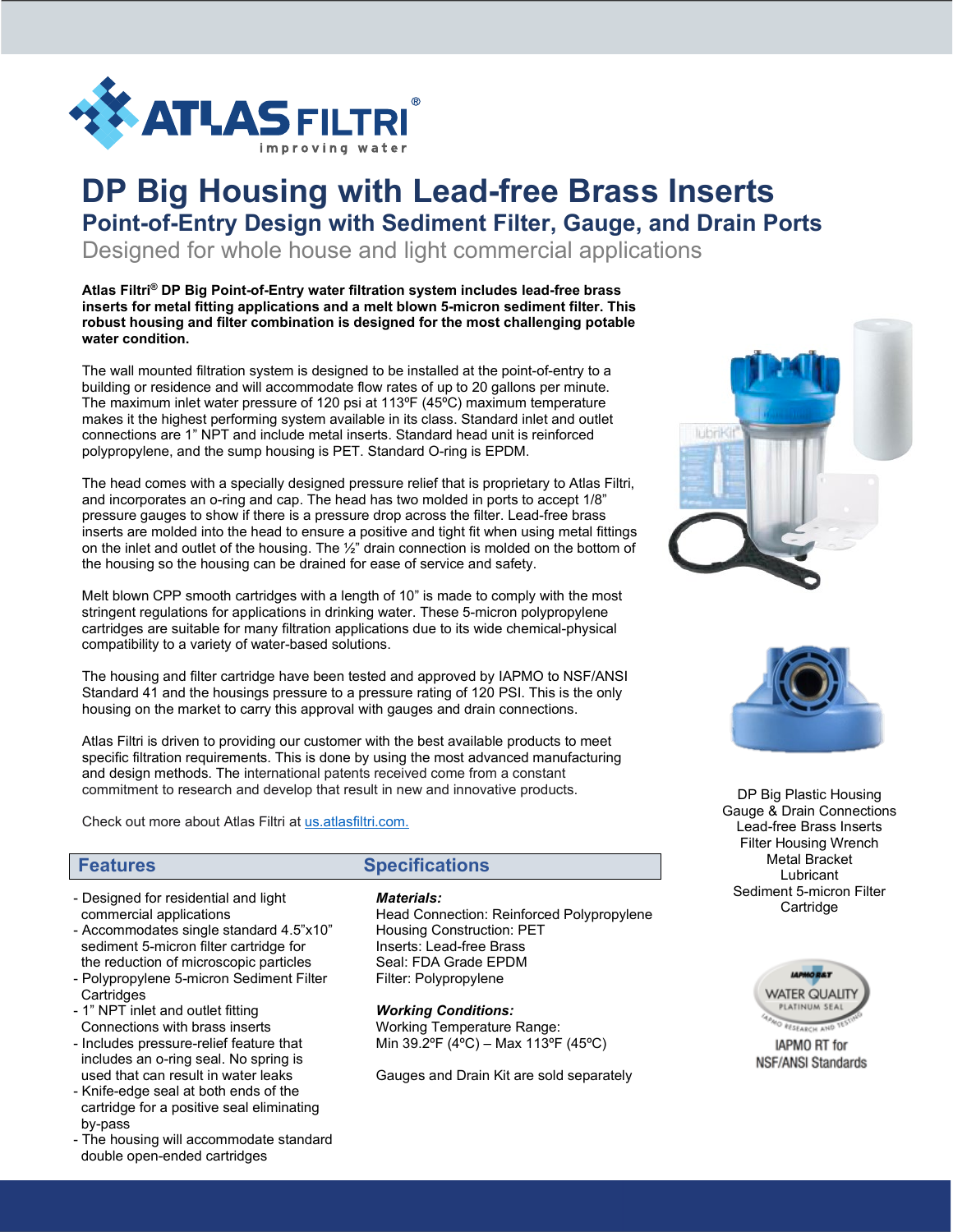# DP Big Housing with Lead-free Brass Inserts

## Point-of-Entry Design with Sediment Filter, Gauge, and Drain Ports

Designed for whole house and light commercial applications

**Atlas Filtri® DP Big Point-of-Entry water filtration system includes lead-free brass inserts for metal fitting applications and a melt blown 5-micron sediment filter. This robust housing and filter combination is designed for the most challenging potable water condition.**

The wall mounted filtration system is designed to be installed at the point-of-entry to a building or residence and will accommodate flow rates of up to 20 gallons per minute. The maximum inlet water pressure of 120 psi at 113ºF (45ºC) maximum temperature makes it the highest performing system available in its class. Standard inlet and outlet connections are 1” NPT and include metal inserts. Standard head unit is reinforced polypropylene, and the sump housing is PET. Standard O-ring is EPDM.

The head comes with a specially designed pressure relief that is proprietary to Atlas Filtri, and incorporates an o-ring and cap. The head has two molded in ports to accept 1/8” pressure gauges to show if there is a pressure drop across the filter. Lead-free brass inserts are molded into the head to ensure a positive and tight fit when using metal fittings on the inlet and outlet of the housing. The ½” drain connection is molded on the bottom of the housing so the housing can be drained for ease of service and safety.

Melt blown CPP smooth cartridges with a length of 10” is made to comply with the most stringent regulations for applications in drinking water. These 5-micron polypropylene cartridges are suitable for many filtration applications due to its wide chemical-physical compatibility to a variety of water-based solutions.

The housing and filter cartridge have been tested and approved by IAPMO to NSF/ANSI Standard 41 and the housings pressure to a pressure rating of 120 PSI. This is the only housing on the market to carry this approval with gauges and drain connections.

Atlas Filtri is driven to providing our customer with the best available products to meet specific filtration requirements. This is done by using the most advanced manufacturing and design methods. The international patents received come from a constant commitment to research and develop that result in new and innovative products.

Check out more about Atlas Filtri at [us.atlasfiltri.com.](us.atlasfiltri.com)

DP Big Plastic Housing
Gauge & Drain Connections
Lead-free Brass Inserts
Filter Housing Wrench
Metal Bracket
Lubricant
Sediment 5-micron Filter Cartridge

IAPMO R&T WATER QUALITY PLATINUM SEAL

IAPMO RT for NSF/ANSI Standards

## Features

- Designed for residential and light commercial applications
- Accommodates single standard 4.5”x10” sediment 5-micron filter cartridge for the reduction of microscopic particles
- Polypropylene 5-micron Sediment Filter Cartridges
- 1” NPT inlet and outlet fitting Connections with brass inserts
- Includes pressure-relief feature that includes an o-ring seal. No spring is used that can result in water leaks
- Knife-edge seal at both ends of the cartridge for a positive seal eliminating by-pass
- The housing will accommodate standard double open-ended cartridges

## Specifications

***Materials:***

Head Connection: Reinforced Polypropylene
Housing Construction: PET
Inserts: Lead-free Brass
Seal: FDA Grade EPDM
Filter: Polypropylene

***Working Conditions:***

Working Temperature Range:
Min 39.2ºF (4ºC) – Max 113ºF (45ºC)

Gauges and Drain Kit are sold separately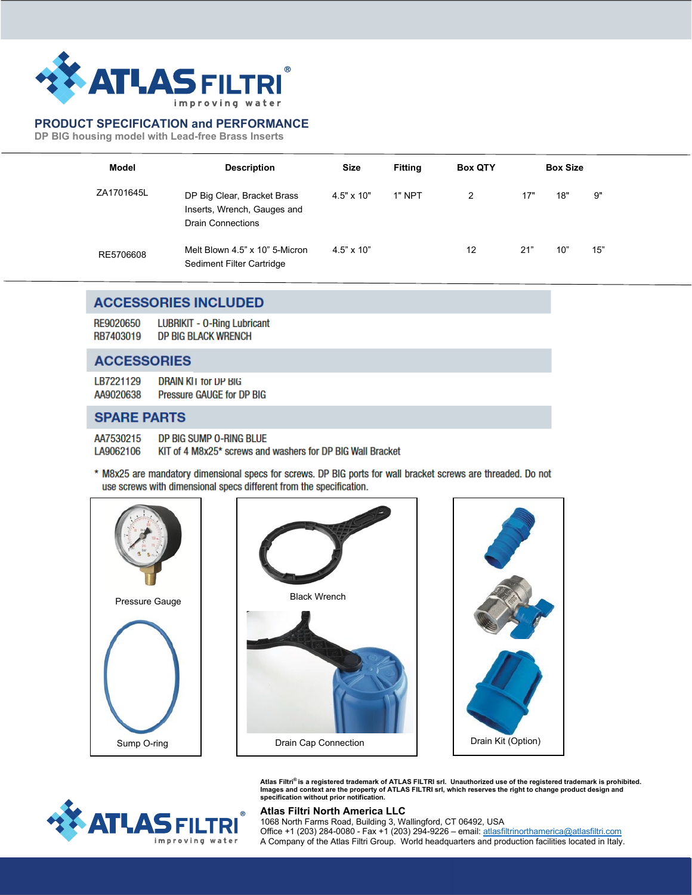## PRODUCT SPECIFICATION and PERFORMANCE

DP BIG housing model with Lead-free Brass Inserts

| Model | Description | Size | Fitting | Box QTY | Box Size | | |
|---|---|---|---|---|---|---|---|
| ZA1701645L | DP Big Clear, Bracket Brass Inserts, Wrench, Gauges and Drain Connections | 4.5" x 10" | 1" NPT | 2 | 17" | 18" | 9" |
| RE5706608 | Melt Blown 4.5" x 10" 5-Micron Sediment Filter Cartridge | 4.5" x 10" | | 12 | 21" | 10" | 15" |

## ACCESSORIES INCLUDED

| | |
|---|---|
| RE9020650 | LUBRIKIT - O-Ring Lubricant |
| RB7403019 | DP BIG BLACK WRENCH |

## ACCESSORIES

| | |
|---|---|
| LB7221129 | DRAIN KIT for DP BIG |
| AA9020638 | Pressure GAUGE for DP BIG |

## SPARE PARTS

| | |
|---|---|
| AA7530215 | DP BIG SUMP O-RING BLUE |
| LA9062106 | KIT of 4 M8x25* screws and washers for DP BIG Wall Bracket |

* M8x25 are mandatory dimensional specs for screws. DP BIG ports for wall bracket screws are threaded. Do not use screws with dimensional specs different from the specification.

Pressure Gauge

Sump O-ring

Black Wrench

Drain Cap Connection

Drain Kit (Option)

**Atlas Filtri® is a registered trademark of ATLAS FILTRI srl. Unauthorized use of the registered trademark is prohibited. Images and context are the property of ATLAS FILTRI srl, which reserves the right to change product design and specification without prior notification.**

**Atlas Filtri North America LLC**
1068 North Farms Road, Building 3, Wallingford, CT 06492, USA
Office +1 (203) 284-0080 - Fax +1 (203) 294-9226 – email: atlasfiltrinorthamerica@atlasfiltri.com
A Company of the Atlas Filtri Group. World headquarters and production facilities located in Italy.